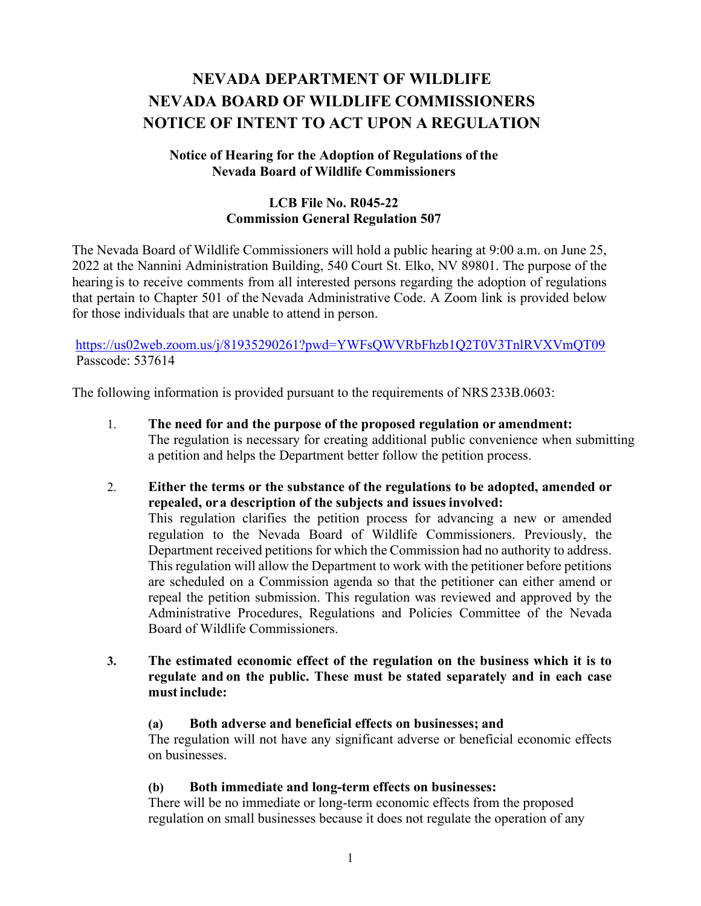# NEVADA DEPARTMENT OF WILDLIFE
# NEVADA BOARD OF WILDLIFE COMMISSIONERS
# NOTICE OF INTENT TO ACT UPON A REGULATION

### Notice of Hearing for the Adoption of Regulations of the Nevada Board of Wildlife Commissioners

### LCB File No. R045-22
### Commission General Regulation 507

The Nevada Board of Wildlife Commissioners will hold a public hearing at 9:00 a.m. on June 25, 2022 at the Nannini Administration Building, 540 Court St. Elko, NV 89801. The purpose of the hearing is to receive comments from all interested persons regarding the adoption of regulations that pertain to Chapter 501 of the Nevada Administrative Code. A Zoom link is provided below for those individuals that are unable to attend in person.

https://us02web.zoom.us/j/81935290261?pwd=YWFsQWVRbFhzb1Q2T0V3TnlRVXVmQT09
Passcode: 537614

The following information is provided pursuant to the requirements of NRS 233B.0603:

1. **The need for and the purpose of the proposed regulation or amendment:**
   The regulation is necessary for creating additional public convenience when submitting a petition and helps the Department better follow the petition process.

2. **Either the terms or the substance of the regulations to be adopted, amended or repealed, or a description of the subjects and issues involved:**
   This regulation clarifies the petition process for advancing a new or amended regulation to the Nevada Board of Wildlife Commissioners. Previously, the Department received petitions for which the Commission had no authority to address. This regulation will allow the Department to work with the petitioner before petitions are scheduled on a Commission agenda so that the petitioner can either amend or repeal the petition submission. This regulation was reviewed and approved by the Administrative Procedures, Regulations and Policies Committee of the Nevada Board of Wildlife Commissioners.

3. **The estimated economic effect of the regulation on the business which it is to regulate and on the public. These must be stated separately and in each case must include:**

   **(a) Both adverse and beneficial effects on businesses; and**
   The regulation will not have any significant adverse or beneficial economic effects on businesses.

   **(b) Both immediate and long-term effects on businesses:**
   There will be no immediate or long-term economic effects from the proposed regulation on small businesses because it does not regulate the operation of any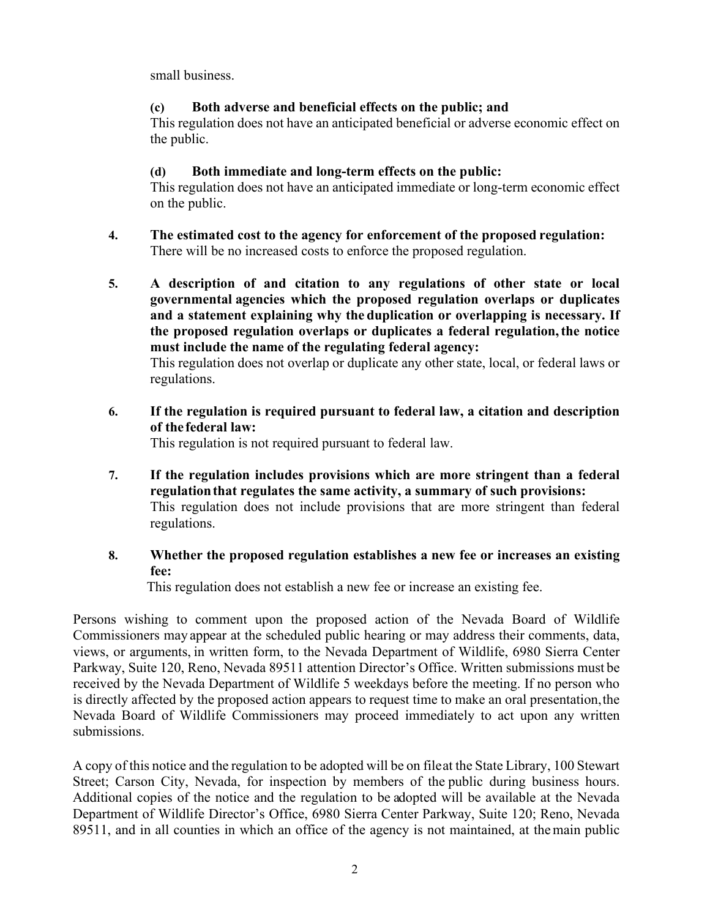small business.

**(c) Both adverse and beneficial effects on the public; and**

This regulation does not have an anticipated beneficial or adverse economic effect on the public.

**(d) Both immediate and long-term effects on the public:**

This regulation does not have an anticipated immediate or long-term economic effect on the public.

4. **The estimated cost to the agency for enforcement of the proposed regulation:**
   There will be no increased costs to enforce the proposed regulation.

5. **A description of and citation to any regulations of other state or local governmental agencies which the proposed regulation overlaps or duplicates and a statement explaining why the duplication or overlapping is necessary. If the proposed regulation overlaps or duplicates a federal regulation, the notice must include the name of the regulating federal agency:**
   This regulation does not overlap or duplicate any other state, local, or federal laws or regulations.

6. **If the regulation is required pursuant to federal law, a citation and description of the federal law:**
   This regulation is not required pursuant to federal law.

7. **If the regulation includes provisions which are more stringent than a federal regulation that regulates the same activity, a summary of such provisions:**
   This regulation does not include provisions that are more stringent than federal regulations.

8. **Whether the proposed regulation establishes a new fee or increases an existing fee:**
   This regulation does not establish a new fee or increase an existing fee.

Persons wishing to comment upon the proposed action of the Nevada Board of Wildlife Commissioners may appear at the scheduled public hearing or may address their comments, data, views, or arguments, in written form, to the Nevada Department of Wildlife, 6980 Sierra Center Parkway, Suite 120, Reno, Nevada 89511 attention Director's Office. Written submissions must be received by the Nevada Department of Wildlife 5 weekdays before the meeting. If no person who is directly affected by the proposed action appears to request time to make an oral presentation, the Nevada Board of Wildlife Commissioners may proceed immediately to act upon any written submissions.

A copy of this notice and the regulation to be adopted will be on file at the State Library, 100 Stewart Street; Carson City, Nevada, for inspection by members of the public during business hours. Additional copies of the notice and the regulation to be adopted will be available at the Nevada Department of Wildlife Director's Office, 6980 Sierra Center Parkway, Suite 120; Reno, Nevada 89511, and in all counties in which an office of the agency is not maintained, at the main public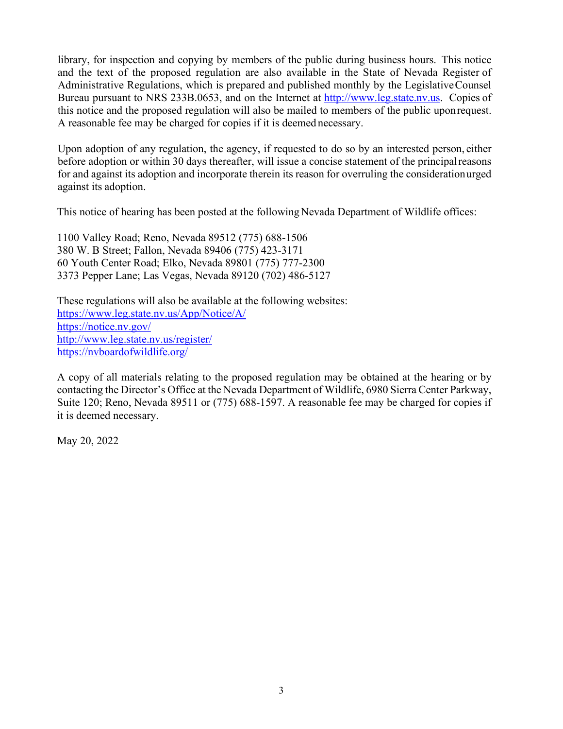library, for inspection and copying by members of the public during business hours. This notice and the text of the proposed regulation are also available in the State of Nevada Register of Administrative Regulations, which is prepared and published monthly by the Legislative Counsel Bureau pursuant to NRS 233B.0653, and on the Internet at http://www.leg.state.nv.us. Copies of this notice and the proposed regulation will also be mailed to members of the public upon request. A reasonable fee may be charged for copies if it is deemed necessary.

Upon adoption of any regulation, the agency, if requested to do so by an interested person, either before adoption or within 30 days thereafter, will issue a concise statement of the principal reasons for and against its adoption and incorporate therein its reason for overruling the consideration urged against its adoption.

This notice of hearing has been posted at the following Nevada Department of Wildlife offices:

1100 Valley Road; Reno, Nevada 89512 (775) 688-1506
380 W. B Street; Fallon, Nevada 89406 (775) 423-3171
60 Youth Center Road; Elko, Nevada 89801 (775) 777-2300
3373 Pepper Lane; Las Vegas, Nevada 89120 (702) 486-5127

These regulations will also be available at the following websites:
https://www.leg.state.nv.us/App/Notice/A/
https://notice.nv.gov/
http://www.leg.state.nv.us/register/
https://nvboardofwildlife.org/

A copy of all materials relating to the proposed regulation may be obtained at the hearing or by contacting the Director's Office at the Nevada Department of Wildlife, 6980 Sierra Center Parkway, Suite 120; Reno, Nevada 89511 or (775) 688-1597. A reasonable fee may be charged for copies if it is deemed necessary.

May 20, 2022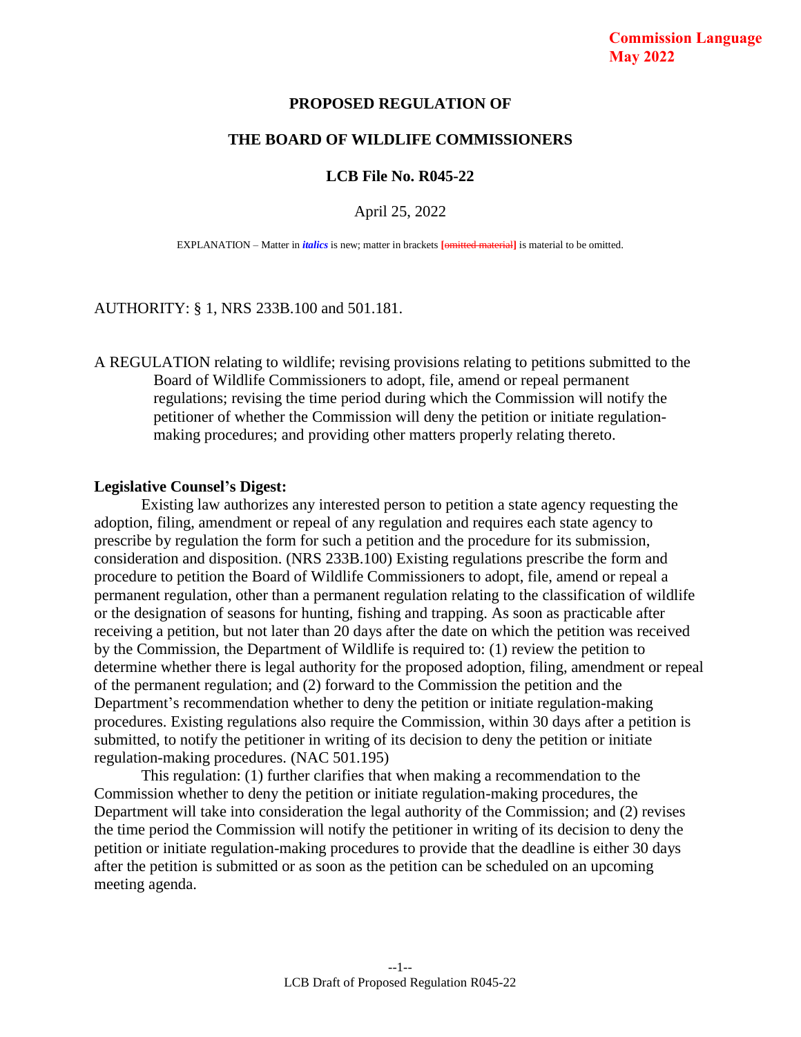**Commission Language**
**May 2022**

## PROPOSED REGULATION OF

## THE BOARD OF WILDLIFE COMMISSIONERS

### LCB File No. R045-22

April 25, 2022

EXPLANATION – Matter in *italics* is new; matter in brackets [~~omitted material~~] is material to be omitted.

AUTHORITY: § 1, NRS 233B.100 and 501.181.

A REGULATION relating to wildlife; revising provisions relating to petitions submitted to the Board of Wildlife Commissioners to adopt, file, amend or repeal permanent regulations; revising the time period during which the Commission will notify the petitioner of whether the Commission will deny the petition or initiate regulation-making procedures; and providing other matters properly relating thereto.

**Legislative Counsel's Digest:**

Existing law authorizes any interested person to petition a state agency requesting the adoption, filing, amendment or repeal of any regulation and requires each state agency to prescribe by regulation the form for such a petition and the procedure for its submission, consideration and disposition. (NRS 233B.100) Existing regulations prescribe the form and procedure to petition the Board of Wildlife Commissioners to adopt, file, amend or repeal a permanent regulation, other than a permanent regulation relating to the classification of wildlife or the designation of seasons for hunting, fishing and trapping. As soon as practicable after receiving a petition, but not later than 20 days after the date on which the petition was received by the Commission, the Department of Wildlife is required to: (1) review the petition to determine whether there is legal authority for the proposed adoption, filing, amendment or repeal of the permanent regulation; and (2) forward to the Commission the petition and the Department's recommendation whether to deny the petition or initiate regulation-making procedures. Existing regulations also require the Commission, within 30 days after a petition is submitted, to notify the petitioner in writing of its decision to deny the petition or initiate regulation-making procedures. (NAC 501.195)

This regulation: (1) further clarifies that when making a recommendation to the Commission whether to deny the petition or initiate regulation-making procedures, the Department will take into consideration the legal authority of the Commission; and (2) revises the time period the Commission will notify the petitioner in writing of its decision to deny the petition or initiate regulation-making procedures to provide that the deadline is either 30 days after the petition is submitted or as soon as the petition can be scheduled on an upcoming meeting agenda.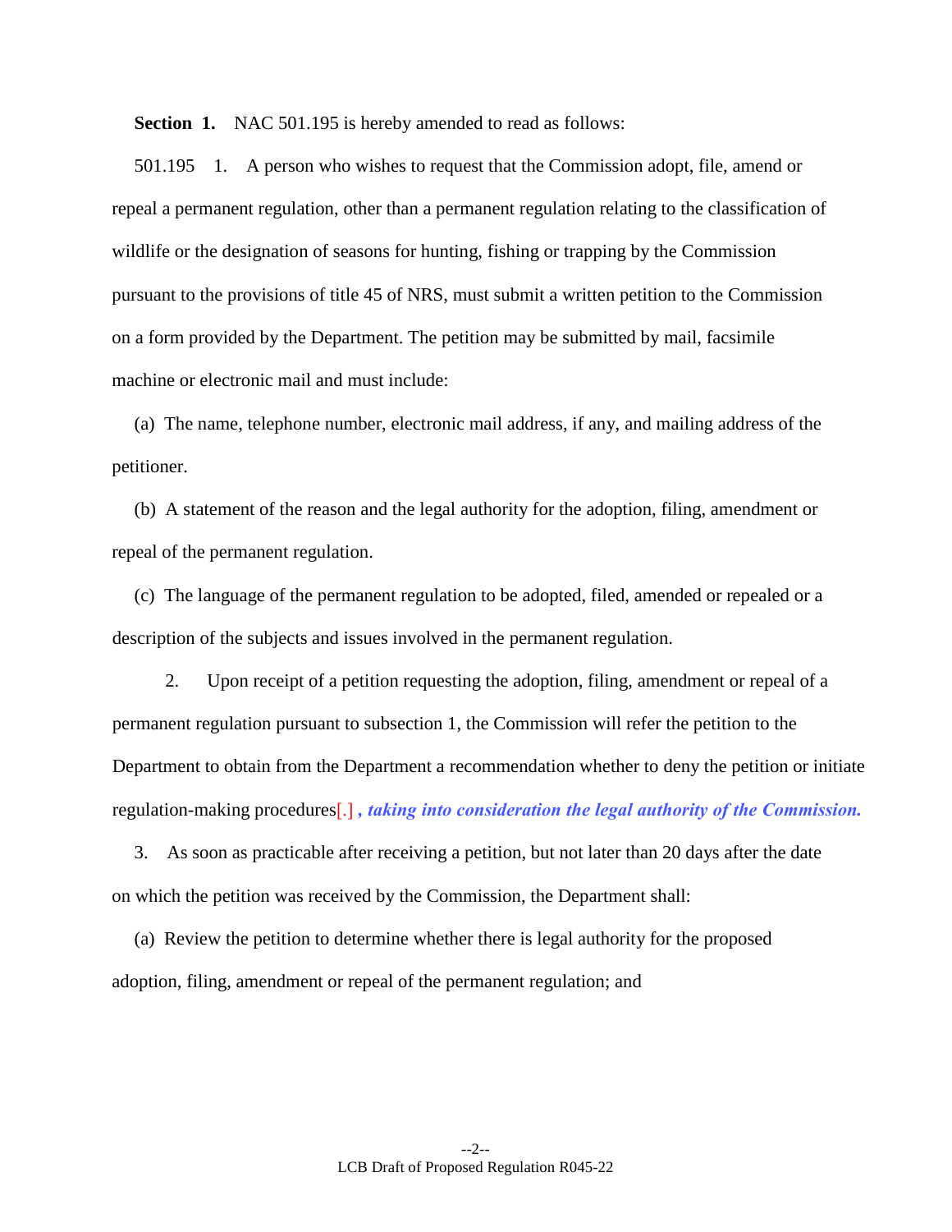**Section 1.** NAC 501.195 is hereby amended to read as follows:

501.195 1. A person who wishes to request that the Commission adopt, file, amend or repeal a permanent regulation, other than a permanent regulation relating to the classification of wildlife or the designation of seasons for hunting, fishing or trapping by the Commission pursuant to the provisions of title 45 of NRS, must submit a written petition to the Commission on a form provided by the Department. The petition may be submitted by mail, facsimile machine or electronic mail and must include:

(a) The name, telephone number, electronic mail address, if any, and mailing address of the petitioner.

(b) A statement of the reason and the legal authority for the adoption, filing, amendment or repeal of the permanent regulation.

(c) The language of the permanent regulation to be adopted, filed, amended or repealed or a description of the subjects and issues involved in the permanent regulation.

2. Upon receipt of a petition requesting the adoption, filing, amendment or repeal of a permanent regulation pursuant to subsection 1, the Commission will refer the petition to the Department to obtain from the Department a recommendation whether to deny the petition or initiate regulation-making procedures[.] ***, taking into consideration the legal authority of the Commission.***

3. As soon as practicable after receiving a petition, but not later than 20 days after the date on which the petition was received by the Commission, the Department shall:

(a) Review the petition to determine whether there is legal authority for the proposed adoption, filing, amendment or repeal of the permanent regulation; and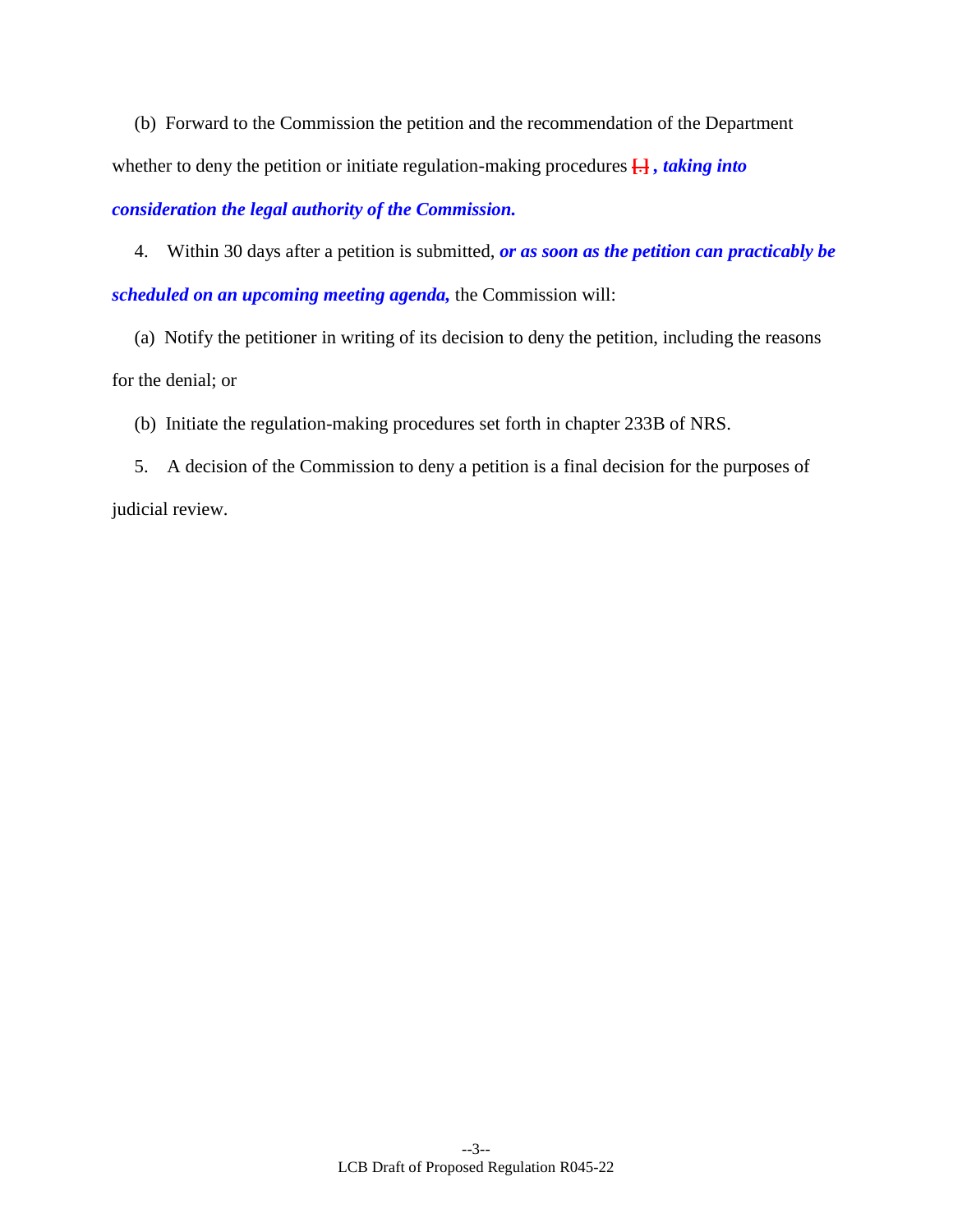(b) Forward to the Commission the petition and the recommendation of the Department whether to deny the petition or initiate regulation-making procedures [.] , ***taking into consideration the legal authority of the Commission.***

4. Within 30 days after a petition is submitted, ***or as soon as the petition can practicably be scheduled on an upcoming meeting agenda,*** the Commission will:

(a) Notify the petitioner in writing of its decision to deny the petition, including the reasons for the denial; or

(b) Initiate the regulation-making procedures set forth in chapter 233B of NRS.

5. A decision of the Commission to deny a petition is a final decision for the purposes of judicial review.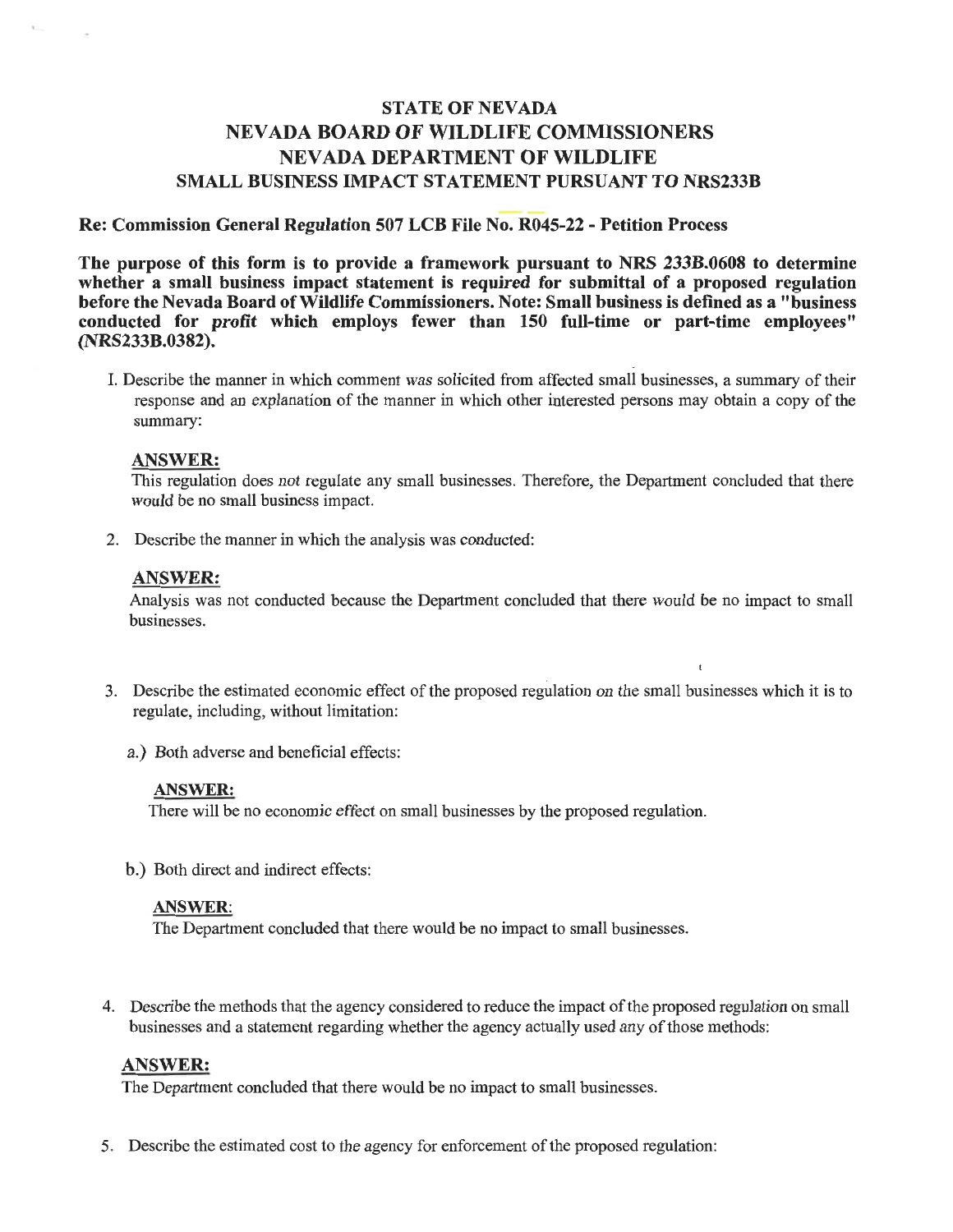# STATE OF NEVADA
# NEVADA BOARD OF WILDLIFE COMMISSIONERS
# NEVADA DEPARTMENT OF WILDLIFE
## SMALL BUSINESS IMPACT STATEMENT PURSUANT TO NRS233B

**Re: Commission General Regulation 507 LCB File No. R045-22 - Petition Process**

**The purpose of this form is to provide a framework pursuant to NRS 233B.0608 to determine whether a small business impact statement is required for submittal of a proposed regulation before the Nevada Board of Wildlife Commissioners. Note: Small business is defined as a "business conducted for profit which employs fewer than 150 full-time or part-time employees" (NRS233B.0382).**

1. Describe the manner in which comment was solicited from affected small businesses, a summary of their response and an explanation of the manner in which other interested persons may obtain a copy of the summary:

   **ANSWER:**
   This regulation does not regulate any small businesses. Therefore, the Department concluded that there would be no small business impact.

2. Describe the manner in which the analysis was conducted:

   **ANSWER:**
   Analysis was not conducted because the Department concluded that there would be no impact to small businesses.

3. Describe the estimated economic effect of the proposed regulation on the small businesses which it is to regulate, including, without limitation:

   a.) Both adverse and beneficial effects:

   **ANSWER:**
   There will be no economic effect on small businesses by the proposed regulation.

   b.) Both direct and indirect effects:

   **ANSWER:**
   The Department concluded that there would be no impact to small businesses.

4. Describe the methods that the agency considered to reduce the impact of the proposed regulation on small businesses and a statement regarding whether the agency actually used any of those methods:

   **ANSWER:**
   The Department concluded that there would be no impact to small businesses.

5. Describe the estimated cost to the agency for enforcement of the proposed regulation: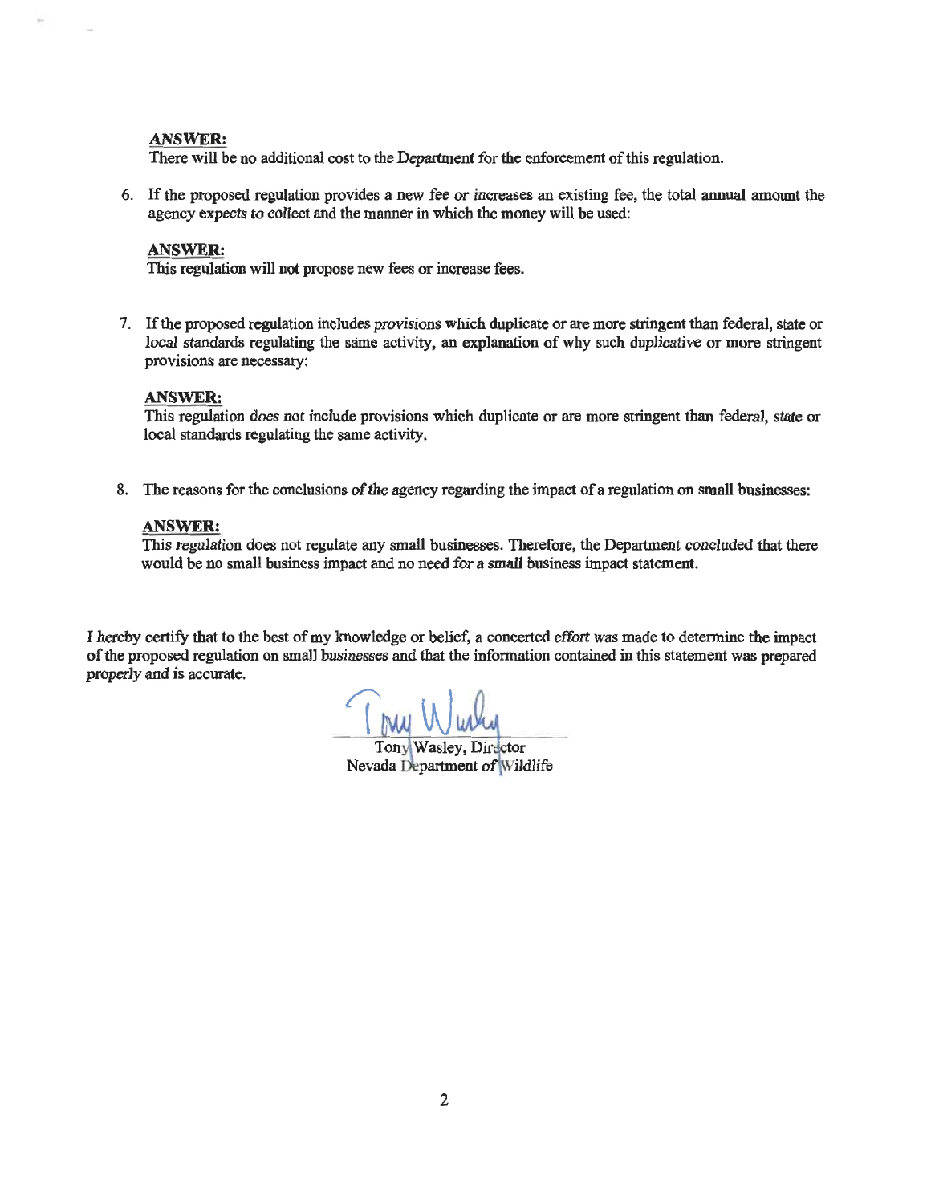**ANSWER:**
There will be no additional cost to the Department for the enforcement of this regulation.

6. If the proposed regulation provides a new fee or increases an existing fee, the total annual amount the agency expects to collect and the manner in which the money will be used:

   **ANSWER:**
   This regulation will not propose new fees or increase fees.

7. If the proposed regulation includes provisions which duplicate or are more stringent than federal, state or local standards regulating the same activity, an explanation of why such duplicative or more stringent provisions are necessary:

   **ANSWER:**
   This regulation does not include provisions which duplicate or are more stringent than federal, state or local standards regulating the same activity.

8. The reasons for the conclusions of the agency regarding the impact of a regulation on small businesses:

   **ANSWER:**
   This regulation does not regulate any small businesses. Therefore, the Department concluded that there would be no small business impact and no need for a small business impact statement.

I hereby certify that to the best of my knowledge or belief, a concerted effort was made to determine the impact of the proposed regulation on small businesses and that the information contained in this statement was prepared properly and is accurate.

Tony Wasley, Director
Nevada Department of Wildlife